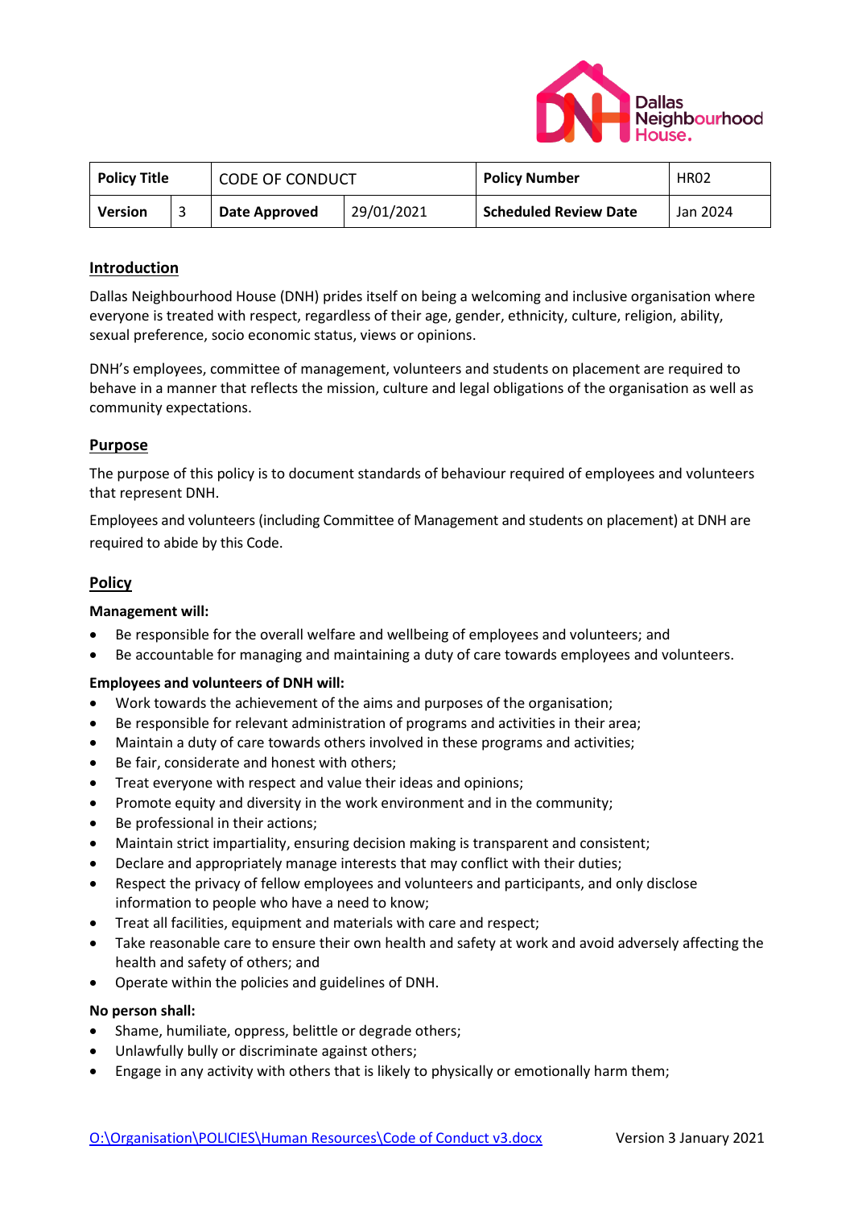| Policy Title | | CODE OF CONDUCT | | Policy Number | HR02 |
|---|---|---|---|---|---|
| Version | 3 | Date Approved | 29/01/2021 | Scheduled Review Date | Jan 2024 |

## Introduction

Dallas Neighbourhood House (DNH) prides itself on being a welcoming and inclusive organisation where everyone is treated with respect, regardless of their age, gender, ethnicity, culture, religion, ability, sexual preference, socio economic status, views or opinions.

DNH's employees, committee of management, volunteers and students on placement are required to behave in a manner that reflects the mission, culture and legal obligations of the organisation as well as community expectations.

## Purpose

The purpose of this policy is to document standards of behaviour required of employees and volunteers that represent DNH.

Employees and volunteers (including Committee of Management and students on placement) at DNH are required to abide by this Code.

## Policy

**Management will:**

- Be responsible for the overall welfare and wellbeing of employees and volunteers; and
- Be accountable for managing and maintaining a duty of care towards employees and volunteers.

**Employees and volunteers of DNH will:**

- Work towards the achievement of the aims and purposes of the organisation;
- Be responsible for relevant administration of programs and activities in their area;
- Maintain a duty of care towards others involved in these programs and activities;
- Be fair, considerate and honest with others;
- Treat everyone with respect and value their ideas and opinions;
- Promote equity and diversity in the work environment and in the community;
- Be professional in their actions;
- Maintain strict impartiality, ensuring decision making is transparent and consistent;
- Declare and appropriately manage interests that may conflict with their duties;
- Respect the privacy of fellow employees and volunteers and participants, and only disclose information to people who have a need to know;
- Treat all facilities, equipment and materials with care and respect;
- Take reasonable care to ensure their own health and safety at work and avoid adversely affecting the health and safety of others; and
- Operate within the policies and guidelines of DNH.

**No person shall:**

- Shame, humiliate, oppress, belittle or degrade others;
- Unlawfully bully or discriminate against others;
- Engage in any activity with others that is likely to physically or emotionally harm them;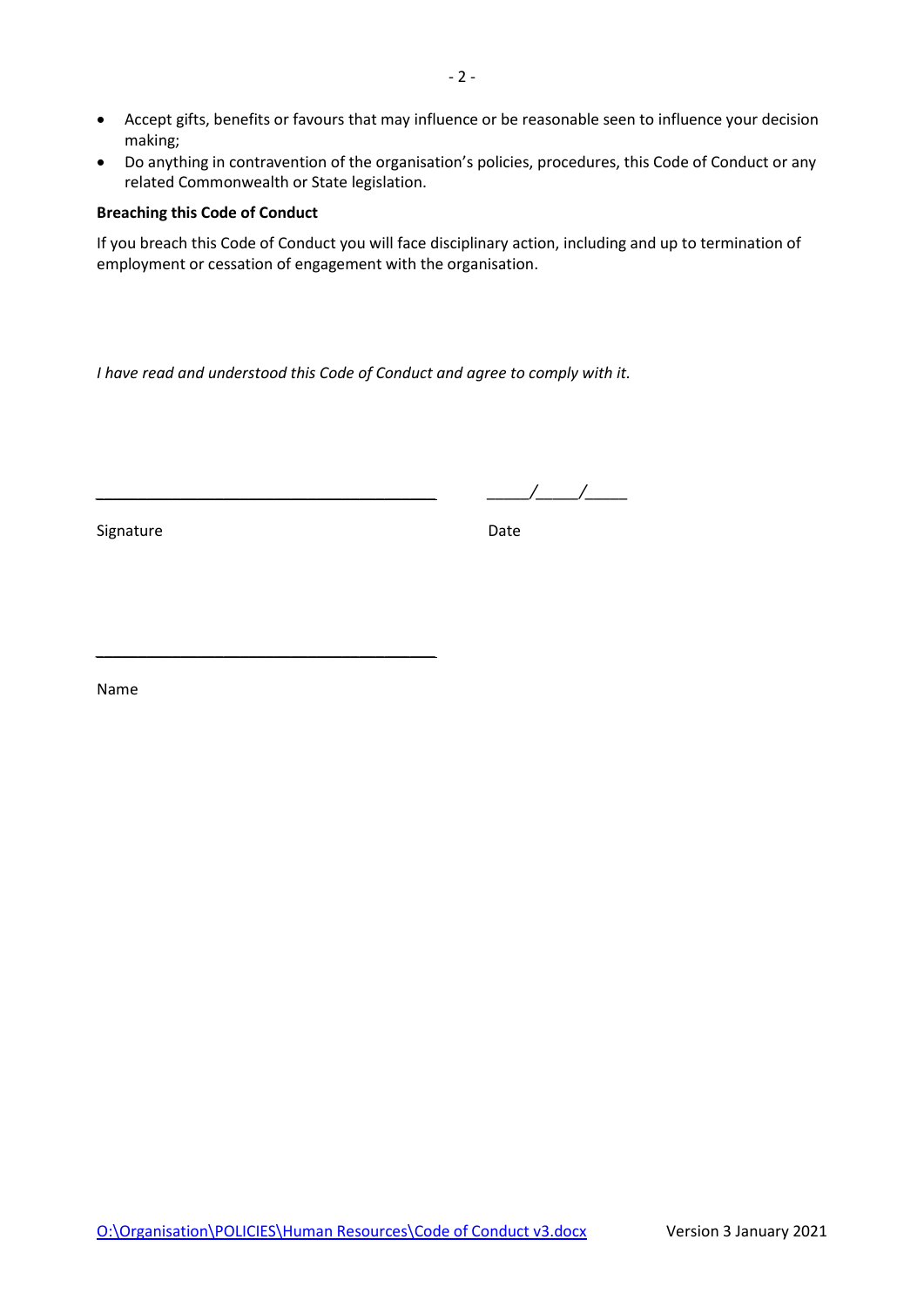- Accept gifts, benefits or favours that may influence or be reasonable seen to influence your decision making;
- Do anything in contravention of the organisation's policies, procedures, this Code of Conduct or any related Commonwealth or State legislation.

**Breaching this Code of Conduct**

If you breach this Code of Conduct you will face disciplinary action, including and up to termination of employment or cessation of engagement with the organisation.

*I have read and understood this Code of Conduct and agree to comply with it.*

\_\_\_\_\_\_\_\_\_\_\_\_\_\_\_\_\_\_\_\_\_\_\_\_\_\_\_\_\_\_\_\_\_\_\_\_\_\_\_\_ \_\_\_\_\_/\_\_\_\_\_/\_\_\_\_\_

Signature Date

\_\_\_\_\_\_\_\_\_\_\_\_\_\_\_\_\_\_\_\_\_\_\_\_\_\_\_\_\_\_\_\_\_\_\_\_\_\_\_\_

Name

O:\Organisation\POLICIES\Human Resources\Code of Conduct v3.docx Version 3 January 2021